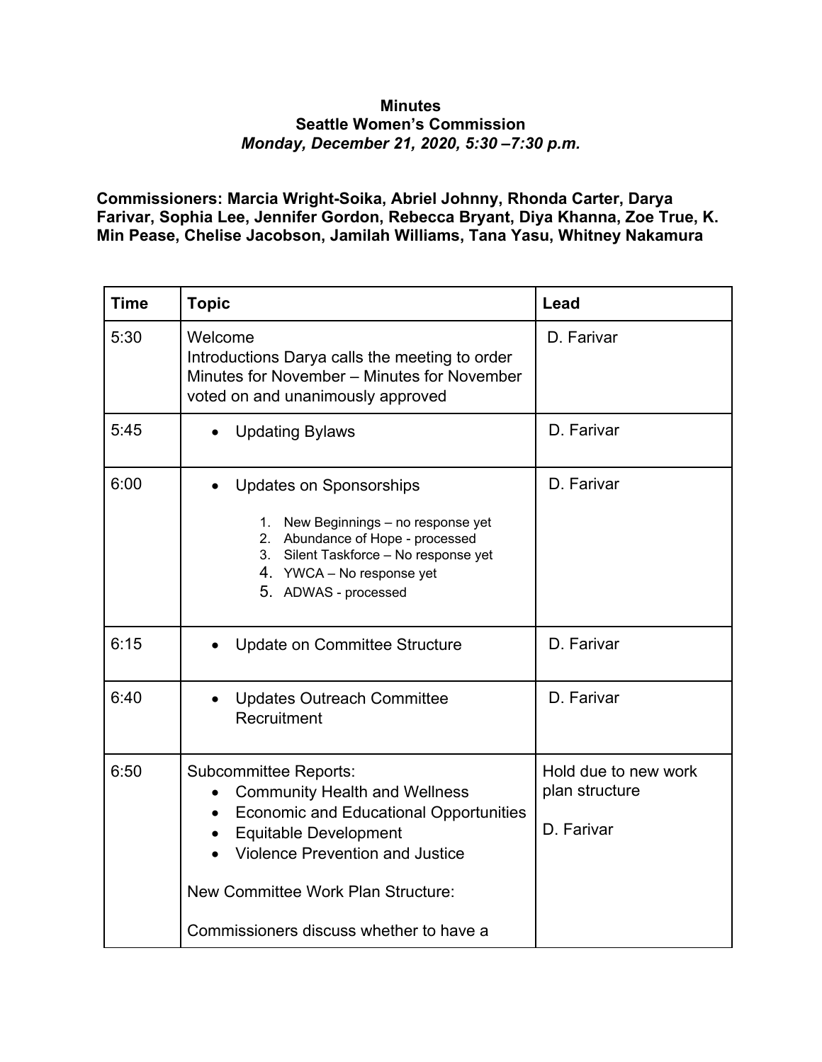**Minutes**
**Seattle Women's Commission**
***Monday, December 21, 2020, 5:30 –7:30 p.m.***

**Commissioners: Marcia Wright-Soika, Abriel Johnny, Rhonda Carter, Darya Farivar, Sophia Lee, Jennifer Gordon, Rebecca Bryant, Diya Khanna, Zoe True, K. Min Pease, Chelise Jacobson, Jamilah Williams, Tana Yasu, Whitney Nakamura**

| Time | Topic | Lead |
|---|---|---|
| 5:30 | Welcome<br>Introductions Darya calls the meeting to order<br>Minutes for November – Minutes for November voted on and unanimously approved | D. Farivar |
| 5:45 | • Updating Bylaws | D. Farivar |
| 6:00 | • Updates on Sponsorships<br>1. New Beginnings – no response yet<br>2. Abundance of Hope - processed<br>3. Silent Taskforce – No response yet<br>4. YWCA – No response yet<br>5. ADWAS - processed | D. Farivar |
| 6:15 | • Update on Committee Structure | D. Farivar |
| 6:40 | • Updates Outreach Committee Recruitment | D. Farivar |
| 6:50 | Subcommittee Reports:<br>• Community Health and Wellness<br>• Economic and Educational Opportunities<br>• Equitable Development<br>• Violence Prevention and Justice<br><br>New Committee Work Plan Structure:<br><br>Commissioners discuss whether to have a | Hold due to new work plan structure<br><br>D. Farivar |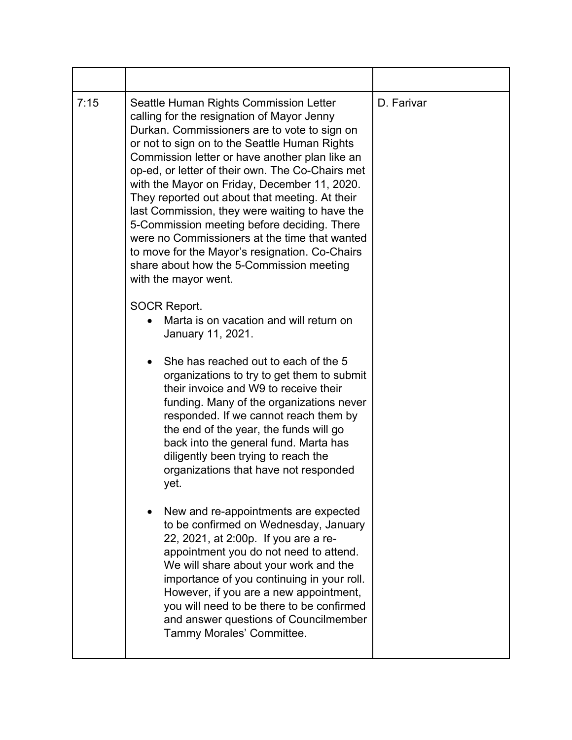| | | |
|---|---|---|
| 7:15 | Seattle Human Rights Commission Letter calling for the resignation of Mayor Jenny Durkan. Commissioners are to vote to sign on or not to sign on to the Seattle Human Rights Commission letter or have another plan like an op-ed, or letter of their own. The Co-Chairs met with the Mayor on Friday, December 11, 2020. They reported out about that meeting. At their last Commission, they were waiting to have the 5-Commission meeting before deciding. There were no Commissioners at the time that wanted to move for the Mayor's resignation. Co-Chairs share about how the 5-Commission meeting with the mayor went.<br><br>SOCR Report.<br>• Marta is on vacation and will return on January 11, 2021.<br>• She has reached out to each of the 5 organizations to try to get them to submit their invoice and W9 to receive their funding. Many of the organizations never responded. If we cannot reach them by the end of the year, the funds will go back into the general fund. Marta has diligently been trying to reach the organizations that have not responded yet.<br>• New and re-appointments are expected to be confirmed on Wednesday, January 22, 2021, at 2:00p. If you are a re-appointment you do not need to attend. We will share about your work and the importance of you continuing in your roll. However, if you are a new appointment, you will need to be there to be confirmed and answer questions of Councilmember Tammy Morales' Committee. | D. Farivar |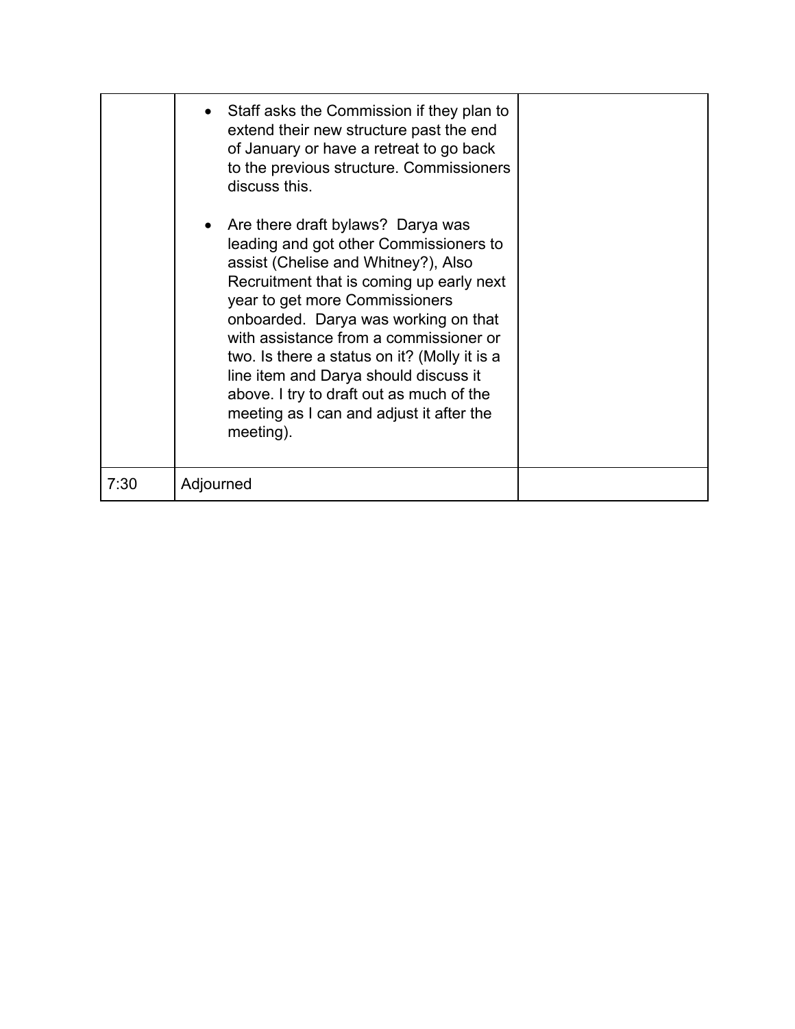| | | |
|---|---|---|
| | • Staff asks the Commission if they plan to extend their new structure past the end of January or have a retreat to go back to the previous structure. Commissioners discuss this.<br><br>• Are there draft bylaws? Darya was leading and got other Commissioners to assist (Chelise and Whitney?), Also Recruitment that is coming up early next year to get more Commissioners onboarded. Darya was working on that with assistance from a commissioner or two. Is there a status on it? (Molly it is a line item and Darya should discuss it above. I try to draft out as much of the meeting as I can and adjust it after the meeting). | |
| 7:30 | Adjourned | |